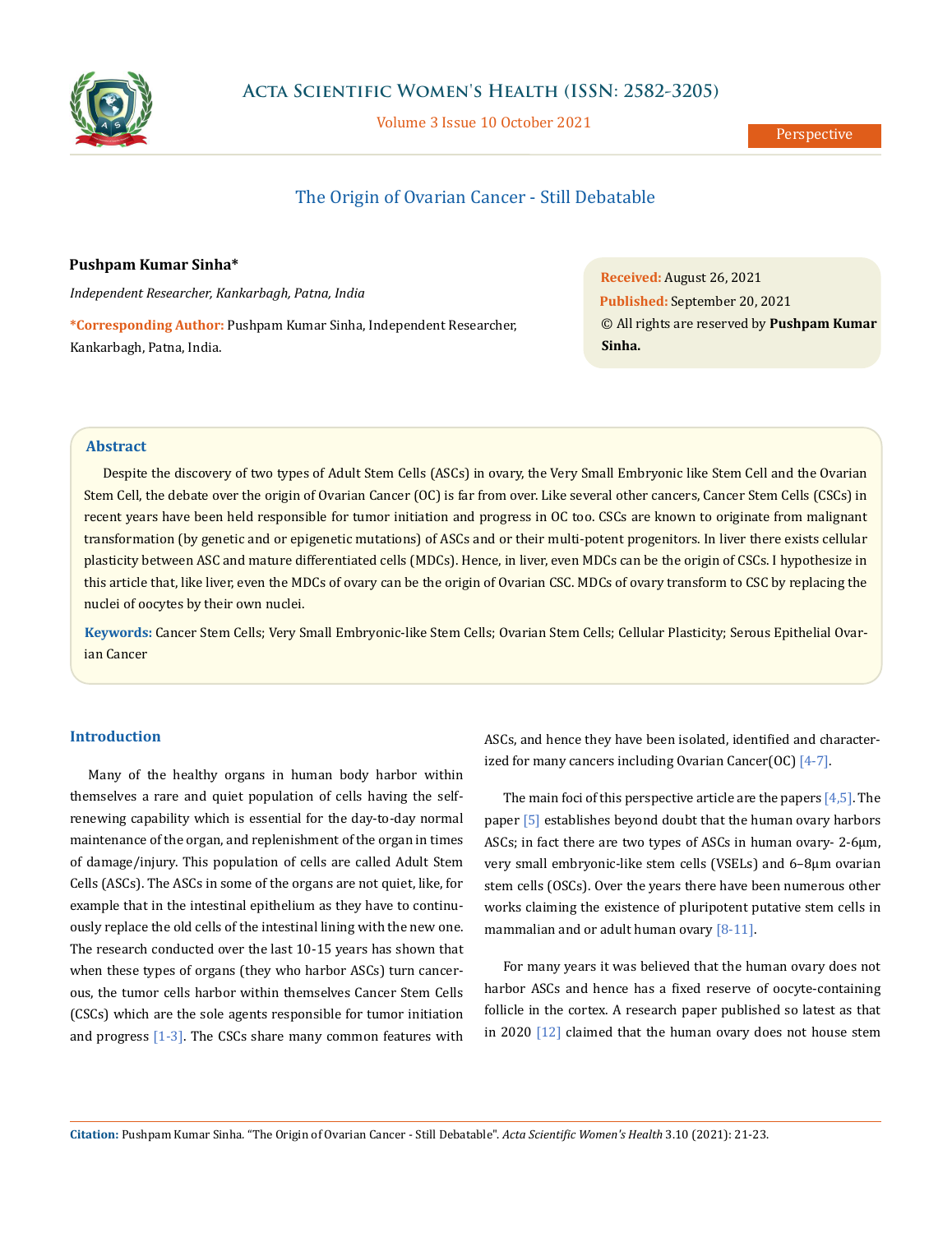# The Origin of Ovarian Cancer - Still Debatable

**Pushpam Kumar Sinha***

*Independent Researcher, Kankarbagh, Patna, India*

**\*Corresponding Author:** Pushpam Kumar Sinha, Independent Researcher, Kankarbagh, Patna, India.

**Received:** August 26, 2021
**Published:** September 20, 2021
© All rights are reserved by **Pushpam Kumar Sinha.**

## Abstract

Despite the discovery of two types of Adult Stem Cells (ASCs) in ovary, the Very Small Embryonic like Stem Cell and the Ovarian Stem Cell, the debate over the origin of Ovarian Cancer (OC) is far from over. Like several other cancers, Cancer Stem Cells (CSCs) in recent years have been held responsible for tumor initiation and progress in OC too. CSCs are known to originate from malignant transformation (by genetic and or epigenetic mutations) of ASCs and or their multi-potent progenitors. In liver there exists cellular plasticity between ASC and mature differentiated cells (MDCs). Hence, in liver, even MDCs can be the origin of CSCs. I hypothesize in this article that, like liver, even the MDCs of ovary can be the origin of Ovarian CSC. MDCs of ovary transform to CSC by replacing the nuclei of oocytes by their own nuclei.

**Keywords:** Cancer Stem Cells; Very Small Embryonic-like Stem Cells; Ovarian Stem Cells; Cellular Plasticity; Serous Epithelial Ovarian Cancer

## Introduction

Many of the healthy organs in human body harbor within themselves a rare and quiet population of cells having the self-renewing capability which is essential for the day-to-day normal maintenance of the organ, and replenishment of the organ in times of damage/injury. This population of cells are called Adult Stem Cells (ASCs). The ASCs in some of the organs are not quiet, like, for example that in the intestinal epithelium as they have to continuously replace the old cells of the intestinal lining with the new one. The research conducted over the last 10-15 years has shown that when these types of organs (they who harbor ASCs) turn cancerous, the tumor cells harbor within themselves Cancer Stem Cells (CSCs) which are the sole agents responsible for tumor initiation and progress [1-3]. The CSCs share many common features with ASCs, and hence they have been isolated, identified and characterized for many cancers including Ovarian Cancer(OC) [4-7].

The main foci of this perspective article are the papers [4,5]. The paper [5] establishes beyond doubt that the human ovary harbors ASCs; in fact there are two types of ASCs in human ovary- 2-6μm, very small embryonic-like stem cells (VSELs) and 6–8μm ovarian stem cells (OSCs). Over the years there have been numerous other works claiming the existence of pluripotent putative stem cells in mammalian and or adult human ovary [8-11].

For many years it was believed that the human ovary does not harbor ASCs and hence has a fixed reserve of oocyte-containing follicle in the cortex. A research paper published so latest as that in 2020 [12] claimed that the human ovary does not house stem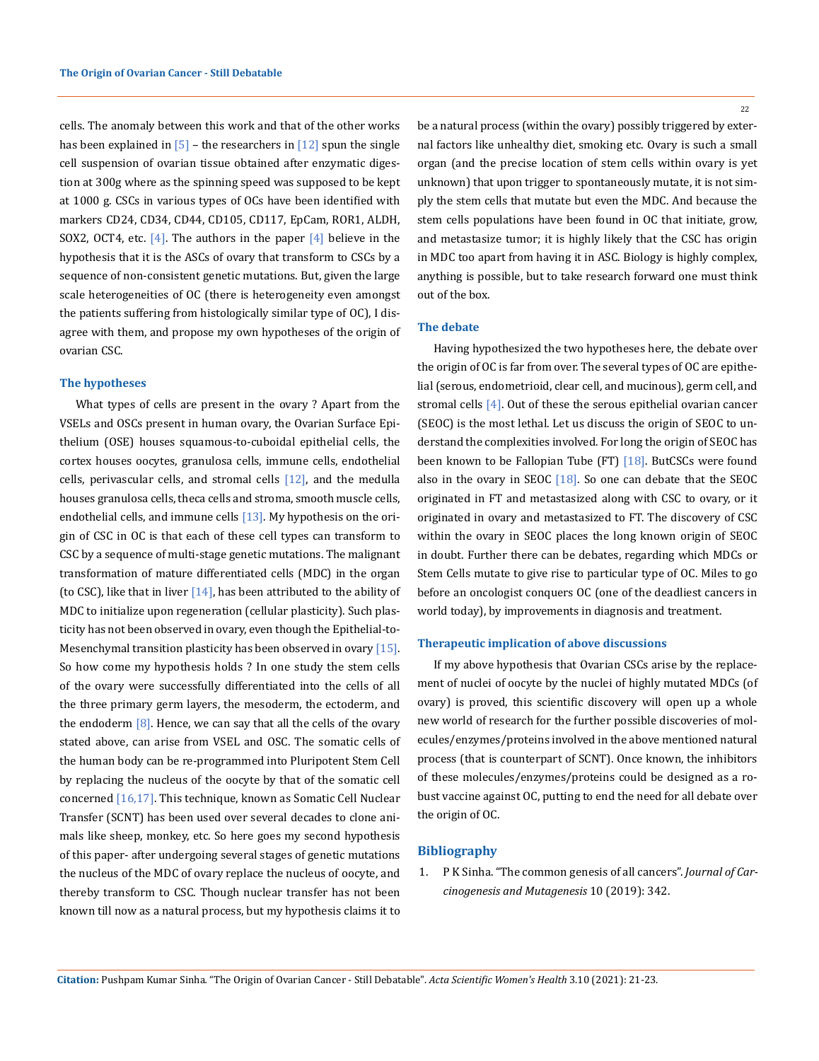cells. The anomaly between this work and that of the other works has been explained in [5] – the researchers in [12] spun the single cell suspension of ovarian tissue obtained after enzymatic digestion at 300g where as the spinning speed was supposed to be kept at 1000 g. CSCs in various types of OCs have been identified with markers CD24, CD34, CD44, CD105, CD117, EpCam, ROR1, ALDH, SOX2, OCT4, etc. [4]. The authors in the paper [4] believe in the hypothesis that it is the ASCs of ovary that transform to CSCs by a sequence of non-consistent genetic mutations. But, given the large scale heterogeneities of OC (there is heterogeneity even amongst the patients suffering from histologically similar type of OC), I disagree with them, and propose my own hypotheses of the origin of ovarian CSC.

### The hypotheses

What types of cells are present in the ovary ? Apart from the VSELs and OSCs present in human ovary, the Ovarian Surface Epithelium (OSE) houses squamous-to-cuboidal epithelial cells, the cortex houses oocytes, granulosa cells, immune cells, endothelial cells, perivascular cells, and stromal cells [12], and the medulla houses granulosa cells, theca cells and stroma, smooth muscle cells, endothelial cells, and immune cells [13]. My hypothesis on the origin of CSC in OC is that each of these cell types can transform to CSC by a sequence of multi-stage genetic mutations. The malignant transformation of mature differentiated cells (MDC) in the organ (to CSC), like that in liver [14], has been attributed to the ability of MDC to initialize upon regeneration (cellular plasticity). Such plasticity has not been observed in ovary, even though the Epithelial-to-Mesenchymal transition plasticity has been observed in ovary [15]. So how come my hypothesis holds ? In one study the stem cells of the ovary were successfully differentiated into the cells of all the three primary germ layers, the mesoderm, the ectoderm, and the endoderm [8]. Hence, we can say that all the cells of the ovary stated above, can arise from VSEL and OSC. The somatic cells of the human body can be re-programmed into Pluripotent Stem Cell by replacing the nucleus of the oocyte by that of the somatic cell concerned [16,17]. This technique, known as Somatic Cell Nuclear Transfer (SCNT) has been used over several decades to clone animals like sheep, monkey, etc. So here goes my second hypothesis of this paper- after undergoing several stages of genetic mutations the nucleus of the MDC of ovary replace the nucleus of oocyte, and thereby transform to CSC. Though nuclear transfer has not been known till now as a natural process, but my hypothesis claims it to be a natural process (within the ovary) possibly triggered by external factors like unhealthy diet, smoking etc. Ovary is such a small organ (and the precise location of stem cells within ovary is yet unknown) that upon trigger to spontaneously mutate, it is not simply the stem cells that mutate but even the MDC. And because the stem cells populations have been found in OC that initiate, grow, and metastasize tumor; it is highly likely that the CSC has origin in MDC too apart from having it in ASC. Biology is highly complex, anything is possible, but to take research forward one must think out of the box.

### The debate

Having hypothesized the two hypotheses here, the debate over the origin of OC is far from over. The several types of OC are epithelial (serous, endometrioid, clear cell, and mucinous), germ cell, and stromal cells [4]. Out of these the serous epithelial ovarian cancer (SEOC) is the most lethal. Let us discuss the origin of SEOC to understand the complexities involved. For long the origin of SEOC has been known to be Fallopian Tube (FT) [18]. ButCSCs were found also in the ovary in SEOC [18]. So one can debate that the SEOC originated in FT and metastasized along with CSC to ovary, or it originated in ovary and metastasized to FT. The discovery of CSC within the ovary in SEOC places the long known origin of SEOC in doubt. Further there can be debates, regarding which MDCs or Stem Cells mutate to give rise to particular type of OC. Miles to go before an oncologist conquers OC (one of the deadliest cancers in world today), by improvements in diagnosis and treatment.

### Therapeutic implication of above discussions

If my above hypothesis that Ovarian CSCs arise by the replacement of nuclei of oocyte by the nuclei of highly mutated MDCs (of ovary) is proved, this scientific discovery will open up a whole new world of research for the further possible discoveries of molecules/enzymes/proteins involved in the above mentioned natural process (that is counterpart of SCNT). Once known, the inhibitors of these molecules/enzymes/proteins could be designed as a robust vaccine against OC, putting to end the need for all debate over the origin of OC.

## Bibliography

1. P K Sinha. "The common genesis of all cancers". *Journal of Carcinogenesis and Mutagenesis* 10 (2019): 342.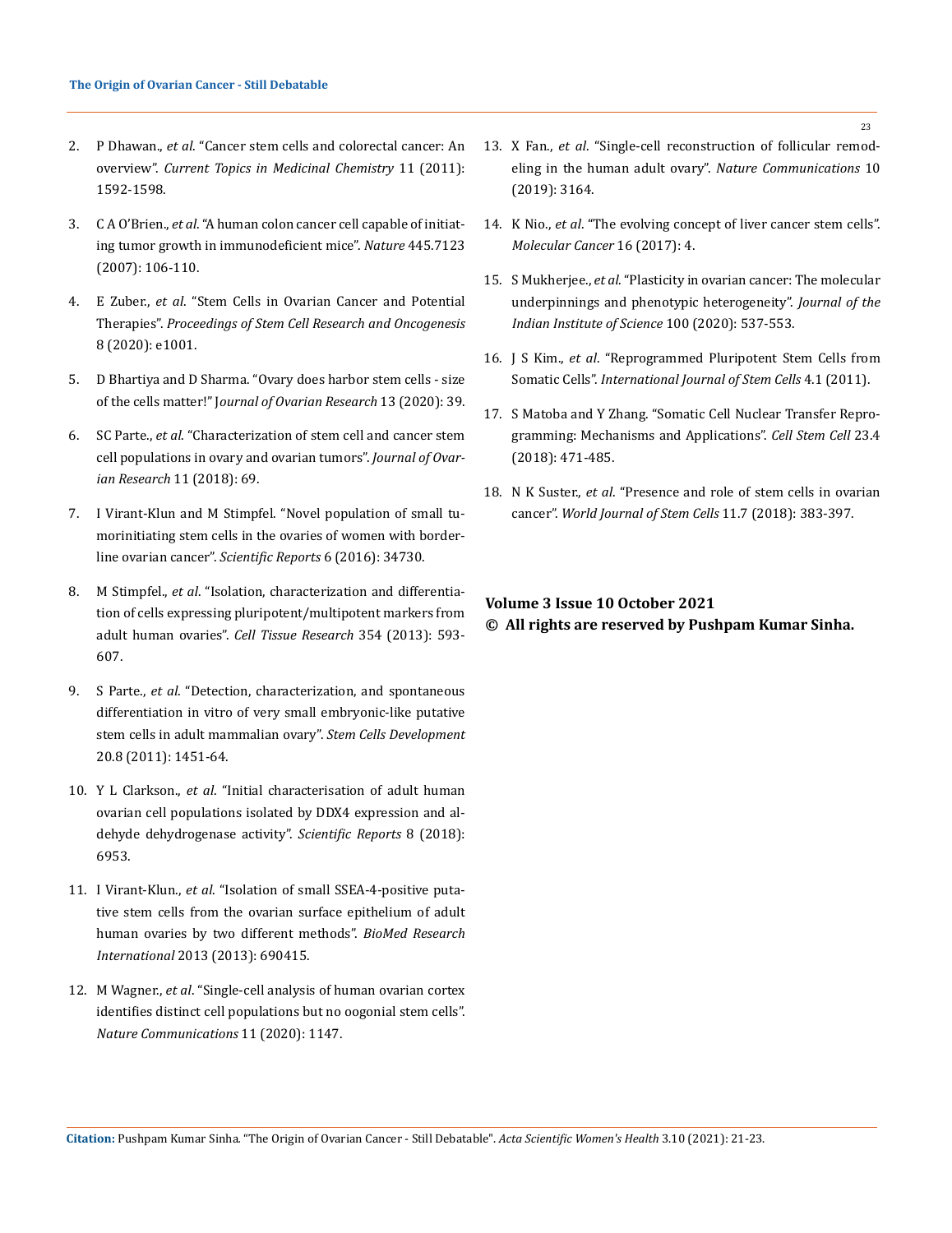2. P Dhawan., *et al*. "Cancer stem cells and colorectal cancer: An overview". *Current Topics in Medicinal Chemistry* 11 (2011): 1592-1598.
3. C A O'Brien., *et al*. "A human colon cancer cell capable of initiating tumor growth in immunodeficient mice". *Nature* 445.7123 (2007): 106-110.
4. E Zuber., *et al*. "Stem Cells in Ovarian Cancer and Potential Therapies". *Proceedings of Stem Cell Research and Oncogenesis* 8 (2020): e1001.
5. D Bhartiya and D Sharma. "Ovary does harbor stem cells - size of the cells matter!" *Journal of Ovarian Research* 13 (2020): 39.
6. SC Parte., *et al*. "Characterization of stem cell and cancer stem cell populations in ovary and ovarian tumors". *Journal of Ovarian Research* 11 (2018): 69.
7. I Virant-Klun and M Stimpfel. "Novel population of small tumorinitiating stem cells in the ovaries of women with borderline ovarian cancer". *Scientific Reports* 6 (2016): 34730.
8. M Stimpfel., *et al*. "Isolation, characterization and differentiation of cells expressing pluripotent/multipotent markers from adult human ovaries". *Cell Tissue Research* 354 (2013): 593-607.
9. S Parte., *et al*. "Detection, characterization, and spontaneous differentiation in vitro of very small embryonic-like putative stem cells in adult mammalian ovary". *Stem Cells Development* 20.8 (2011): 1451-64.
10. Y L Clarkson., *et al*. "Initial characterisation of adult human ovarian cell populations isolated by DDX4 expression and aldehyde dehydrogenase activity". *Scientific Reports* 8 (2018): 6953.
11. I Virant-Klun., *et al*. "Isolation of small SSEA-4-positive putative stem cells from the ovarian surface epithelium of adult human ovaries by two different methods". *BioMed Research International* 2013 (2013): 690415.
12. M Wagner., *et al*. "Single-cell analysis of human ovarian cortex identifies distinct cell populations but no oogonial stem cells". *Nature Communications* 11 (2020): 1147.
13. X Fan., *et al*. "Single-cell reconstruction of follicular remodeling in the human adult ovary". *Nature Communications* 10 (2019): 3164.
14. K Nio., *et al*. "The evolving concept of liver cancer stem cells". *Molecular Cancer* 16 (2017): 4.
15. S Mukherjee., *et al*. "Plasticity in ovarian cancer: The molecular underpinnings and phenotypic heterogeneity". *Journal of the Indian Institute of Science* 100 (2020): 537-553.
16. J S Kim., *et al*. "Reprogrammed Pluripotent Stem Cells from Somatic Cells". *International Journal of Stem Cells* 4.1 (2011).
17. S Matoba and Y Zhang. "Somatic Cell Nuclear Transfer Reprogramming: Mechanisms and Applications". *Cell Stem Cell* 23.4 (2018): 471-485.
18. N K Suster., *et al*. "Presence and role of stem cells in ovarian cancer". *World Journal of Stem Cells* 11.7 (2018): 383-397.

**Volume 3 Issue 10 October 2021**
**© All rights are reserved by Pushpam Kumar Sinha.**